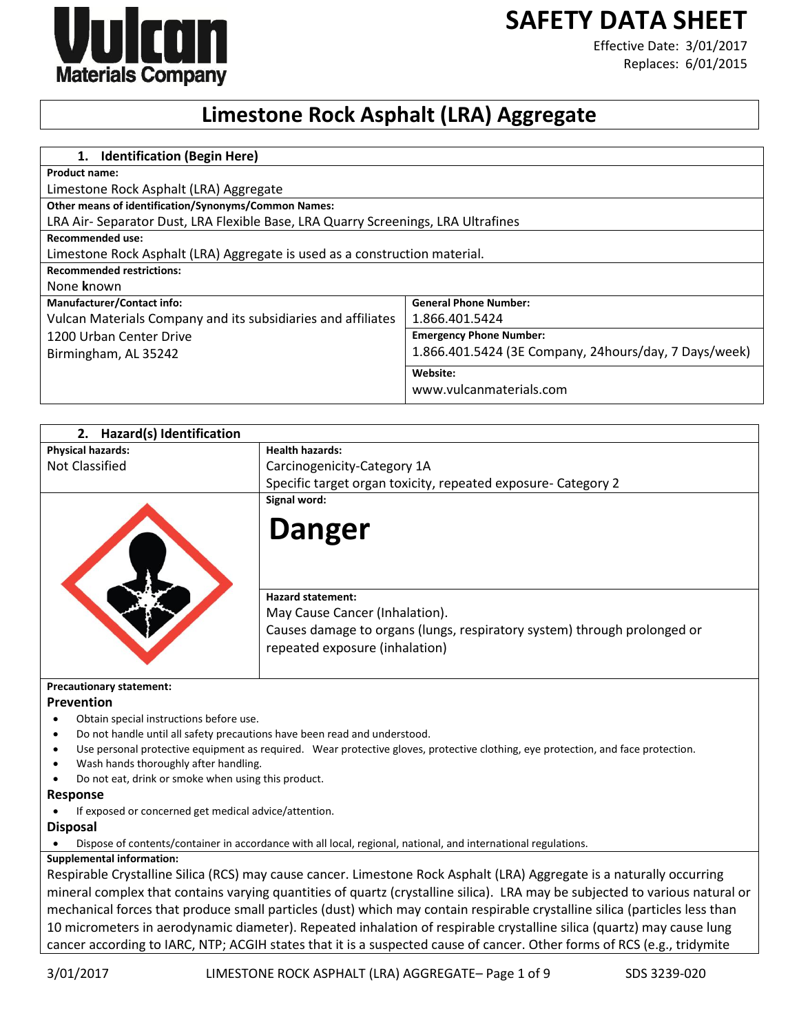Vulcan Materials Company

# SAFETY DATA SHEET

Effective Date: 3/01/2017
Replaces: 6/01/2015

# Limestone Rock Asphalt (LRA) Aggregate

## 1. Identification (Begin Here)

**Product name:**
Limestone Rock Asphalt (LRA) Aggregate

**Other means of identification/Synonyms/Common Names:**
LRA Air- Separator Dust, LRA Flexible Base, LRA Quarry Screenings, LRA Ultrafines

**Recommended use:**
Limestone Rock Asphalt (LRA) Aggregate is used as a construction material.

**Recommended restrictions:**
None known

| **Manufacturer/Contact info:** | **General Phone Number:** |
|---|---|
| Vulcan Materials Company and its subsidiaries and affiliates<br>1200 Urban Center Drive<br>Birmingham, AL 35242 | 1.866.401.5424 |
| | **Emergency Phone Number:**<br>1.866.401.5424 (3E Company, 24hours/day, 7 Days/week) |
| | **Website:**<br>www.vulcanmaterials.com |

## 2. Hazard(s) Identification

| **Physical hazards:** | **Health hazards:** |
|---|---|
| Not Classified | Carcinogenicity-Category 1A<br>Specific target organ toxicity, repeated exposure- Category 2 |

**Signal word:**

**Danger**

**Hazard statement:**
May Cause Cancer (Inhalation).
Causes damage to organs (lungs, respiratory system) through prolonged or repeated exposure (inhalation)

**Precautionary statement:**

### Prevention

- Obtain special instructions before use.
- Do not handle until all safety precautions have been read and understood.
- Use personal protective equipment as required. Wear protective gloves, protective clothing, eye protection, and face protection.
- Wash hands thoroughly after handling.
- Do not eat, drink or smoke when using this product.

### Response

- If exposed or concerned get medical advice/attention.

### Disposal

- Dispose of contents/container in accordance with all local, regional, national, and international regulations.

**Supplemental information:**
Respirable Crystalline Silica (RCS) may cause cancer. Limestone Rock Asphalt (LRA) Aggregate is a naturally occurring mineral complex that contains varying quantities of quartz (crystalline silica). LRA may be subjected to various natural or mechanical forces that produce small particles (dust) which may contain respirable crystalline silica (particles less than 10 micrometers in aerodynamic diameter). Repeated inhalation of respirable crystalline silica (quartz) may cause lung cancer according to IARC, NTP; ACGIH states that it is a suspected cause of cancer. Other forms of RCS (e.g., tridymite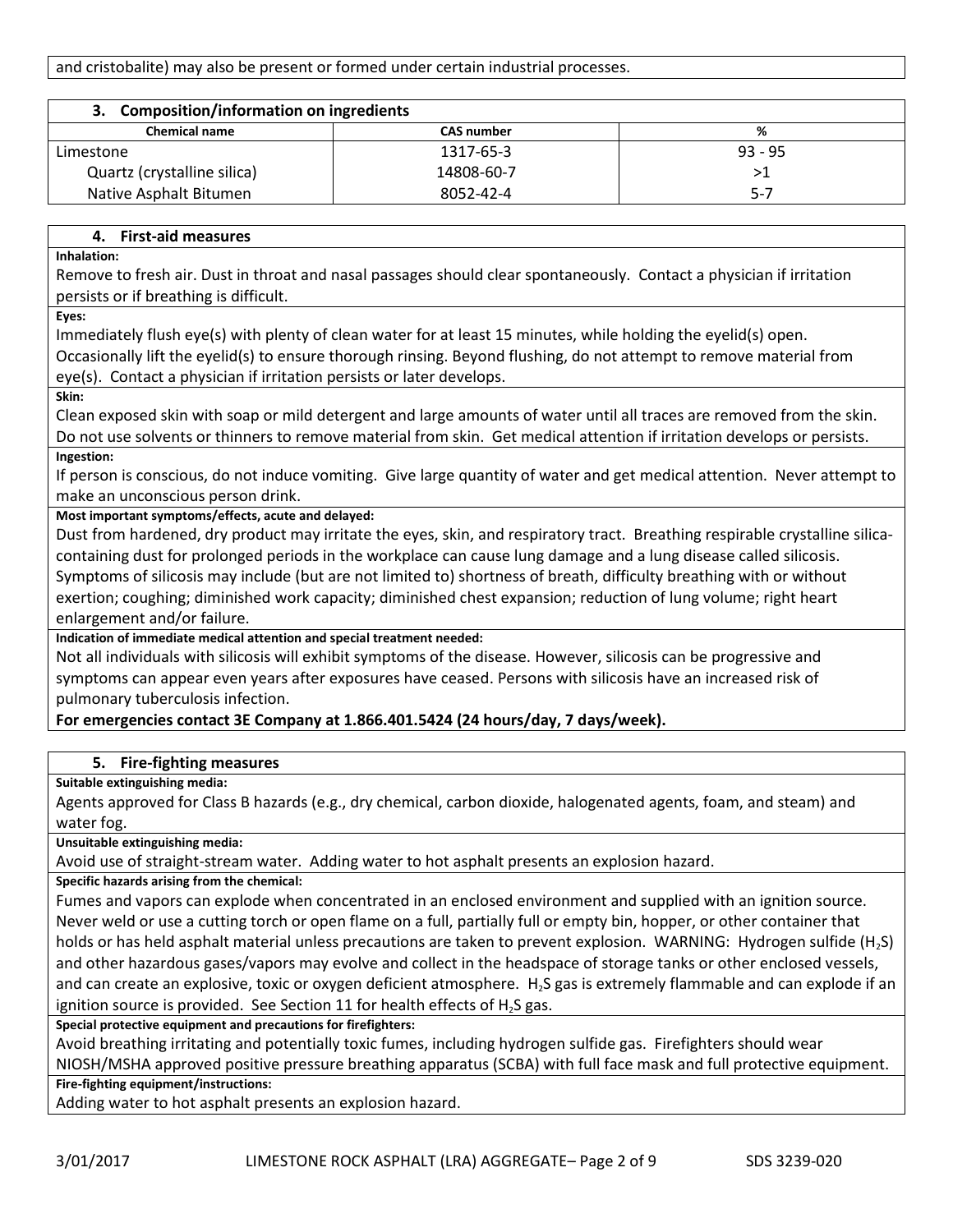and cristobalite) may also be present or formed under certain industrial processes.

## 3. Composition/information on ingredients

| Chemical name | CAS number | % |
|---|---|---|
| Limestone | 1317-65-3 | 93 - 95 |
| Quartz (crystalline silica) | 14808-60-7 | >1 |
| Native Asphalt Bitumen | 8052-42-4 | 5-7 |

## 4. First-aid measures

**Inhalation:**

Remove to fresh air. Dust in throat and nasal passages should clear spontaneously. Contact a physician if irritation persists or if breathing is difficult.

**Eyes:**

Immediately flush eye(s) with plenty of clean water for at least 15 minutes, while holding the eyelid(s) open. Occasionally lift the eyelid(s) to ensure thorough rinsing. Beyond flushing, do not attempt to remove material from eye(s). Contact a physician if irritation persists or later develops.

**Skin:**

Clean exposed skin with soap or mild detergent and large amounts of water until all traces are removed from the skin. Do not use solvents or thinners to remove material from skin. Get medical attention if irritation develops or persists.

**Ingestion:**

If person is conscious, do not induce vomiting. Give large quantity of water and get medical attention. Never attempt to make an unconscious person drink.

**Most important symptoms/effects, acute and delayed:**

Dust from hardened, dry product may irritate the eyes, skin, and respiratory tract. Breathing respirable crystalline silica-containing dust for prolonged periods in the workplace can cause lung damage and a lung disease called silicosis. Symptoms of silicosis may include (but are not limited to) shortness of breath, difficulty breathing with or without exertion; coughing; diminished work capacity; diminished chest expansion; reduction of lung volume; right heart enlargement and/or failure.

**Indication of immediate medical attention and special treatment needed:**

Not all individuals with silicosis will exhibit symptoms of the disease. However, silicosis can be progressive and symptoms can appear even years after exposures have ceased. Persons with silicosis have an increased risk of pulmonary tuberculosis infection.

**For emergencies contact 3E Company at 1.866.401.5424 (24 hours/day, 7 days/week).**

## 5. Fire-fighting measures

**Suitable extinguishing media:**

Agents approved for Class B hazards (e.g., dry chemical, carbon dioxide, halogenated agents, foam, and steam) and water fog.

**Unsuitable extinguishing media:**

Avoid use of straight-stream water. Adding water to hot asphalt presents an explosion hazard.

**Specific hazards arising from the chemical:**

Fumes and vapors can explode when concentrated in an enclosed environment and supplied with an ignition source. Never weld or use a cutting torch or open flame on a full, partially full or empty bin, hopper, or other container that holds or has held asphalt material unless precautions are taken to prevent explosion. WARNING: Hydrogen sulfide ($H_2S$) and other hazardous gases/vapors may evolve and collect in the headspace of storage tanks or other enclosed vessels, and can create an explosive, toxic or oxygen deficient atmosphere. $H_2S$ gas is extremely flammable and can explode if an ignition source is provided. See Section 11 for health effects of $H_2S$ gas.

**Special protective equipment and precautions for firefighters:**

Avoid breathing irritating and potentially toxic fumes, including hydrogen sulfide gas. Firefighters should wear NIOSH/MSHA approved positive pressure breathing apparatus (SCBA) with full face mask and full protective equipment.

**Fire-fighting equipment/instructions:**

Adding water to hot asphalt presents an explosion hazard.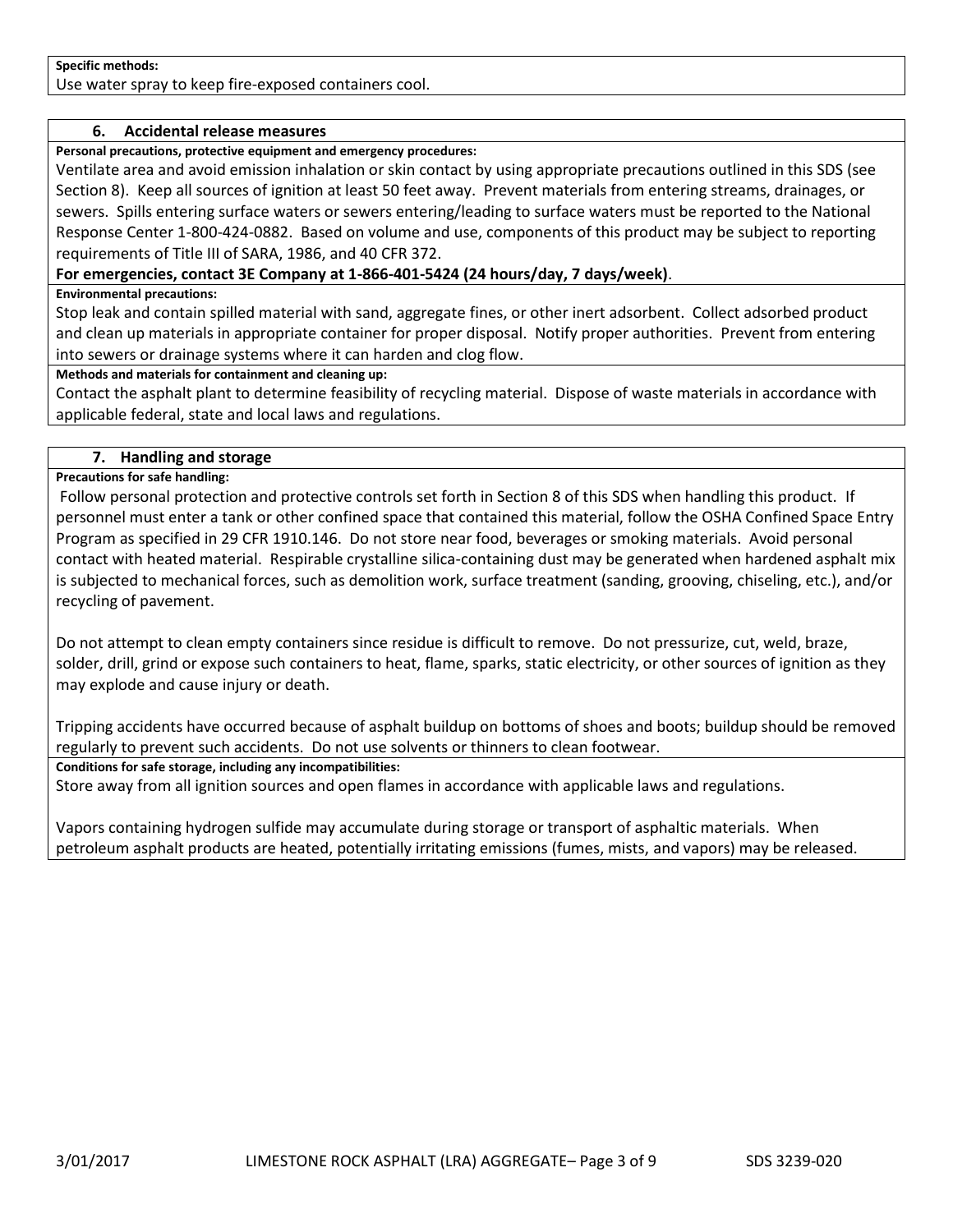**Specific methods:**

Use water spray to keep fire-exposed containers cool.

## 6. Accidental release measures

**Personal precautions, protective equipment and emergency procedures:**

Ventilate area and avoid emission inhalation or skin contact by using appropriate precautions outlined in this SDS (see Section 8). Keep all sources of ignition at least 50 feet away. Prevent materials from entering streams, drainages, or sewers. Spills entering surface waters or sewers entering/leading to surface waters must be reported to the National Response Center 1-800-424-0882. Based on volume and use, components of this product may be subject to reporting requirements of Title III of SARA, 1986, and 40 CFR 372.

**For emergencies, contact 3E Company at 1-866-401-5424 (24 hours/day, 7 days/week)**.

**Environmental precautions:**

Stop leak and contain spilled material with sand, aggregate fines, or other inert adsorbent. Collect adsorbed product and clean up materials in appropriate container for proper disposal. Notify proper authorities. Prevent from entering into sewers or drainage systems where it can harden and clog flow.

**Methods and materials for containment and cleaning up:**

Contact the asphalt plant to determine feasibility of recycling material. Dispose of waste materials in accordance with applicable federal, state and local laws and regulations.

## 7. Handling and storage

**Precautions for safe handling:**

Follow personal protection and protective controls set forth in Section 8 of this SDS when handling this product. If personnel must enter a tank or other confined space that contained this material, follow the OSHA Confined Space Entry Program as specified in 29 CFR 1910.146. Do not store near food, beverages or smoking materials. Avoid personal contact with heated material. Respirable crystalline silica-containing dust may be generated when hardened asphalt mix is subjected to mechanical forces, such as demolition work, surface treatment (sanding, grooving, chiseling, etc.), and/or recycling of pavement.

Do not attempt to clean empty containers since residue is difficult to remove. Do not pressurize, cut, weld, braze, solder, drill, grind or expose such containers to heat, flame, sparks, static electricity, or other sources of ignition as they may explode and cause injury or death.

Tripping accidents have occurred because of asphalt buildup on bottoms of shoes and boots; buildup should be removed regularly to prevent such accidents. Do not use solvents or thinners to clean footwear.

**Conditions for safe storage, including any incompatibilities:**

Store away from all ignition sources and open flames in accordance with applicable laws and regulations.

Vapors containing hydrogen sulfide may accumulate during storage or transport of asphaltic materials. When petroleum asphalt products are heated, potentially irritating emissions (fumes, mists, and vapors) may be released.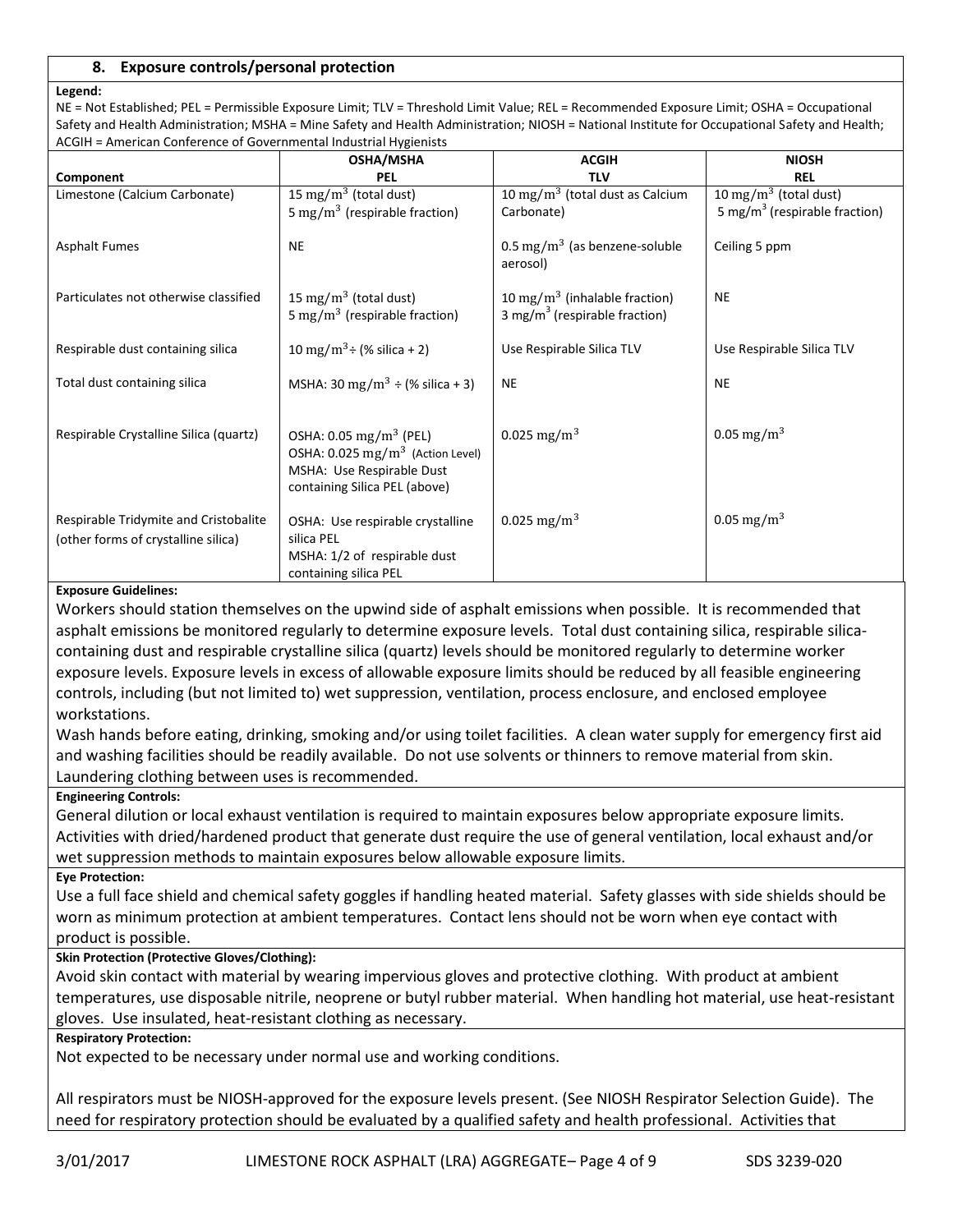## 8. Exposure controls/personal protection

**Legend:**

NE = Not Established; PEL = Permissible Exposure Limit; TLV = Threshold Limit Value; REL = Recommended Exposure Limit; OSHA = Occupational Safety and Health Administration; MSHA = Mine Safety and Health Administration; NIOSH = National Institute for Occupational Safety and Health; ACGIH = American Conference of Governmental Industrial Hygienists

| Component | OSHA/MSHA PEL | ACGIH TLV | NIOSH REL |
|---|---|---|---|
| Limestone (Calcium Carbonate) | 15 $mg/m^3$ (total dust)<br>5 $mg/m^3$ (respirable fraction) | 10 $mg/m^3$ (total dust as Calcium Carbonate) | 10 $mg/m^3$ (total dust)<br>5 $mg/m^3$ (respirable fraction) |
| Asphalt Fumes | NE | 0.5 $mg/m^3$ (as benzene-soluble aerosol) | Ceiling 5 ppm |
| Particulates not otherwise classified | 15 $mg/m^3$ (total dust)<br>5 $mg/m^3$ (respirable fraction) | 10 $mg/m^3$ (inhalable fraction)<br>3 $mg/m^3$ (respirable fraction) | NE |
| Respirable dust containing silica | 10 $mg/m^3$ ÷ (% silica + 2) | Use Respirable Silica TLV | Use Respirable Silica TLV |
| Total dust containing silica | MSHA: 30 $mg/m^3$ ÷ (% silica + 3) | NE | NE |
| Respirable Crystalline Silica (quartz) | OSHA: 0.05 $mg/m^3$ (PEL)<br>OSHA: 0.025 $mg/m^3$ (Action Level)<br>MSHA: Use Respirable Dust containing Silica PEL (above) | 0.025 $mg/m^3$ | 0.05 $mg/m^3$ |
| Respirable Tridymite and Cristobalite (other forms of crystalline silica) | OSHA: Use respirable crystalline silica PEL<br>MSHA: 1/2 of respirable dust containing silica PEL | 0.025 $mg/m^3$ | 0.05 $mg/m^3$ |

**Exposure Guidelines:**

Workers should station themselves on the upwind side of asphalt emissions when possible. It is recommended that asphalt emissions be monitored regularly to determine exposure levels. Total dust containing silica, respirable silica-containing dust and respirable crystalline silica (quartz) levels should be monitored regularly to determine worker exposure levels. Exposure levels in excess of allowable exposure limits should be reduced by all feasible engineering controls, including (but not limited to) wet suppression, ventilation, process enclosure, and enclosed employee workstations.

Wash hands before eating, drinking, smoking and/or using toilet facilities. A clean water supply for emergency first aid and washing facilities should be readily available. Do not use solvents or thinners to remove material from skin. Laundering clothing between uses is recommended.

**Engineering Controls:**

General dilution or local exhaust ventilation is required to maintain exposures below appropriate exposure limits. Activities with dried/hardened product that generate dust require the use of general ventilation, local exhaust and/or wet suppression methods to maintain exposures below allowable exposure limits.

**Eye Protection:**

Use a full face shield and chemical safety goggles if handling heated material. Safety glasses with side shields should be worn as minimum protection at ambient temperatures. Contact lens should not be worn when eye contact with product is possible.

**Skin Protection (Protective Gloves/Clothing):**

Avoid skin contact with material by wearing impervious gloves and protective clothing. With product at ambient temperatures, use disposable nitrile, neoprene or butyl rubber material. When handling hot material, use heat-resistant gloves. Use insulated, heat-resistant clothing as necessary.

**Respiratory Protection:**

Not expected to be necessary under normal use and working conditions.

All respirators must be NIOSH-approved for the exposure levels present. (See NIOSH Respirator Selection Guide). The need for respiratory protection should be evaluated by a qualified safety and health professional. Activities that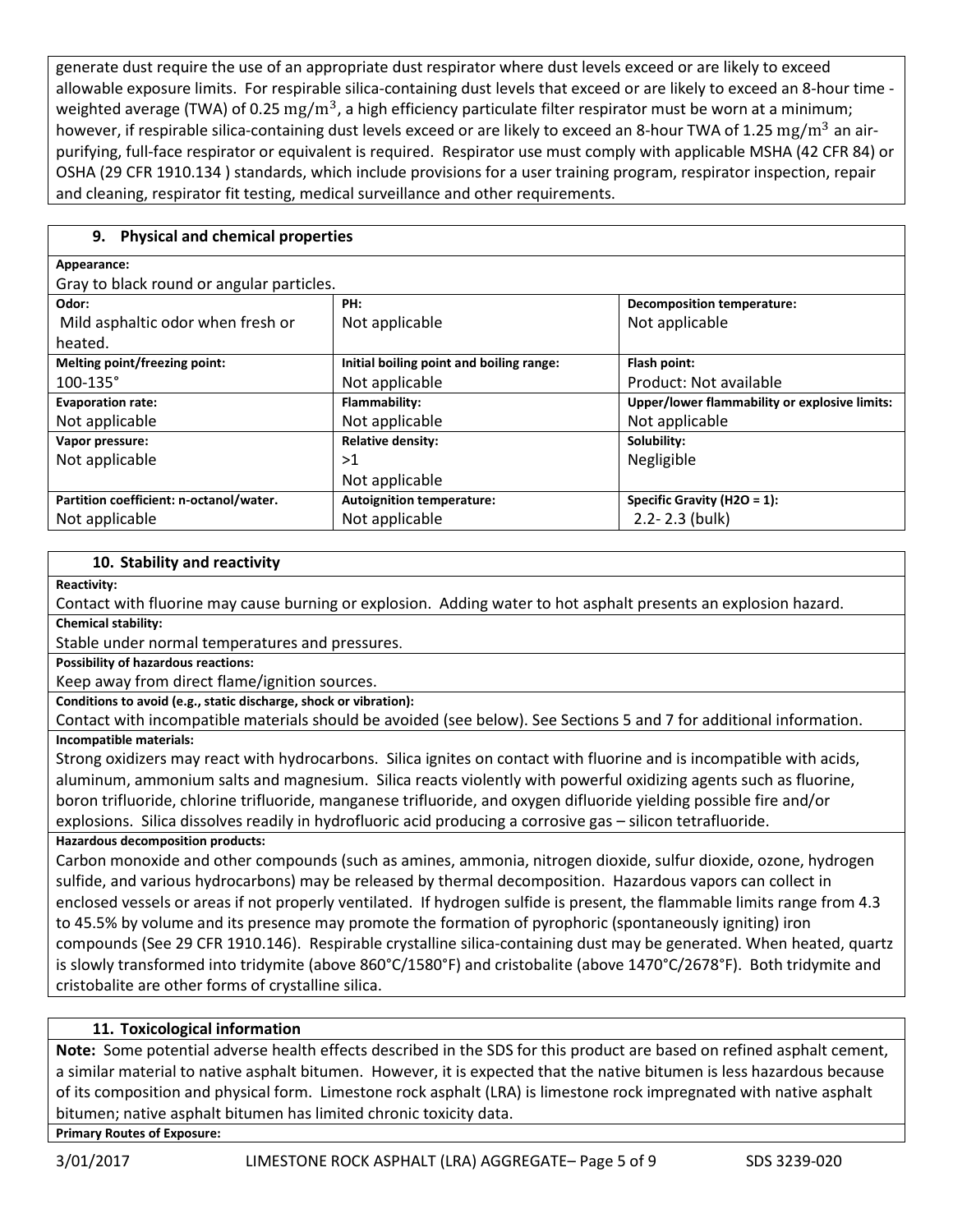generate dust require the use of an appropriate dust respirator where dust levels exceed or are likely to exceed allowable exposure limits. For respirable silica-containing dust levels that exceed or are likely to exceed an 8-hour time - weighted average (TWA) of 0.25 $mg/m^3$, a high efficiency particulate filter respirator must be worn at a minimum; however, if respirable silica-containing dust levels exceed or are likely to exceed an 8-hour TWA of 1.25 $mg/m^3$ an air-purifying, full-face respirator or equivalent is required. Respirator use must comply with applicable MSHA (42 CFR 84) or OSHA (29 CFR 1910.134 ) standards, which include provisions for a user training program, respirator inspection, repair and cleaning, respirator fit testing, medical surveillance and other requirements.

## 9. Physical and chemical properties

**Appearance:**
Gray to black round or angular particles.

| **Odor:** | **PH:** | **Decomposition temperature:** |
|---|---|---|
| Mild asphaltic odor when fresh or heated. | Not applicable | Not applicable |
| **Melting point/freezing point:** | **Initial boiling point and boiling range:** | **Flash point:** |
| 100-135° | Not applicable | Product: Not available |
| **Evaporation rate:** | **Flammability:** | **Upper/lower flammability or explosive limits:** |
| Not applicable | Not applicable | Not applicable |
| **Vapor pressure:** | **Relative density:** | **Solubility:** |
| Not applicable | >1<br>Not applicable | Negligible |
| **Partition coefficient: n-octanol/water.** | **Autoignition temperature:** | **Specific Gravity (H2O = 1):** |
| Not applicable | Not applicable | 2.2- 2.3 (bulk) |

## 10. Stability and reactivity

**Reactivity:**
Contact with fluorine may cause burning or explosion. Adding water to hot asphalt presents an explosion hazard.

**Chemical stability:**
Stable under normal temperatures and pressures.

**Possibility of hazardous reactions:**
Keep away from direct flame/ignition sources.

**Conditions to avoid (e.g., static discharge, shock or vibration):**
Contact with incompatible materials should be avoided (see below). See Sections 5 and 7 for additional information.

**Incompatible materials:**
Strong oxidizers may react with hydrocarbons. Silica ignites on contact with fluorine and is incompatible with acids, aluminum, ammonium salts and magnesium. Silica reacts violently with powerful oxidizing agents such as fluorine, boron trifluoride, chlorine trifluoride, manganese trifluoride, and oxygen difluoride yielding possible fire and/or explosions. Silica dissolves readily in hydrofluoric acid producing a corrosive gas – silicon tetrafluoride.

**Hazardous decomposition products:**
Carbon monoxide and other compounds (such as amines, ammonia, nitrogen dioxide, sulfur dioxide, ozone, hydrogen sulfide, and various hydrocarbons) may be released by thermal decomposition. Hazardous vapors can collect in enclosed vessels or areas if not properly ventilated. If hydrogen sulfide is present, the flammable limits range from 4.3 to 45.5% by volume and its presence may promote the formation of pyrophoric (spontaneously igniting) iron compounds (See 29 CFR 1910.146). Respirable crystalline silica-containing dust may be generated. When heated, quartz is slowly transformed into tridymite (above 860°C/1580°F) and cristobalite (above 1470°C/2678°F). Both tridymite and cristobalite are other forms of crystalline silica.

## 11. Toxicological information

**Note:** Some potential adverse health effects described in the SDS for this product are based on refined asphalt cement, a similar material to native asphalt bitumen. However, it is expected that the native bitumen is less hazardous because of its composition and physical form. Limestone rock asphalt (LRA) is limestone rock impregnated with native asphalt bitumen; native asphalt bitumen has limited chronic toxicity data.

**Primary Routes of Exposure:**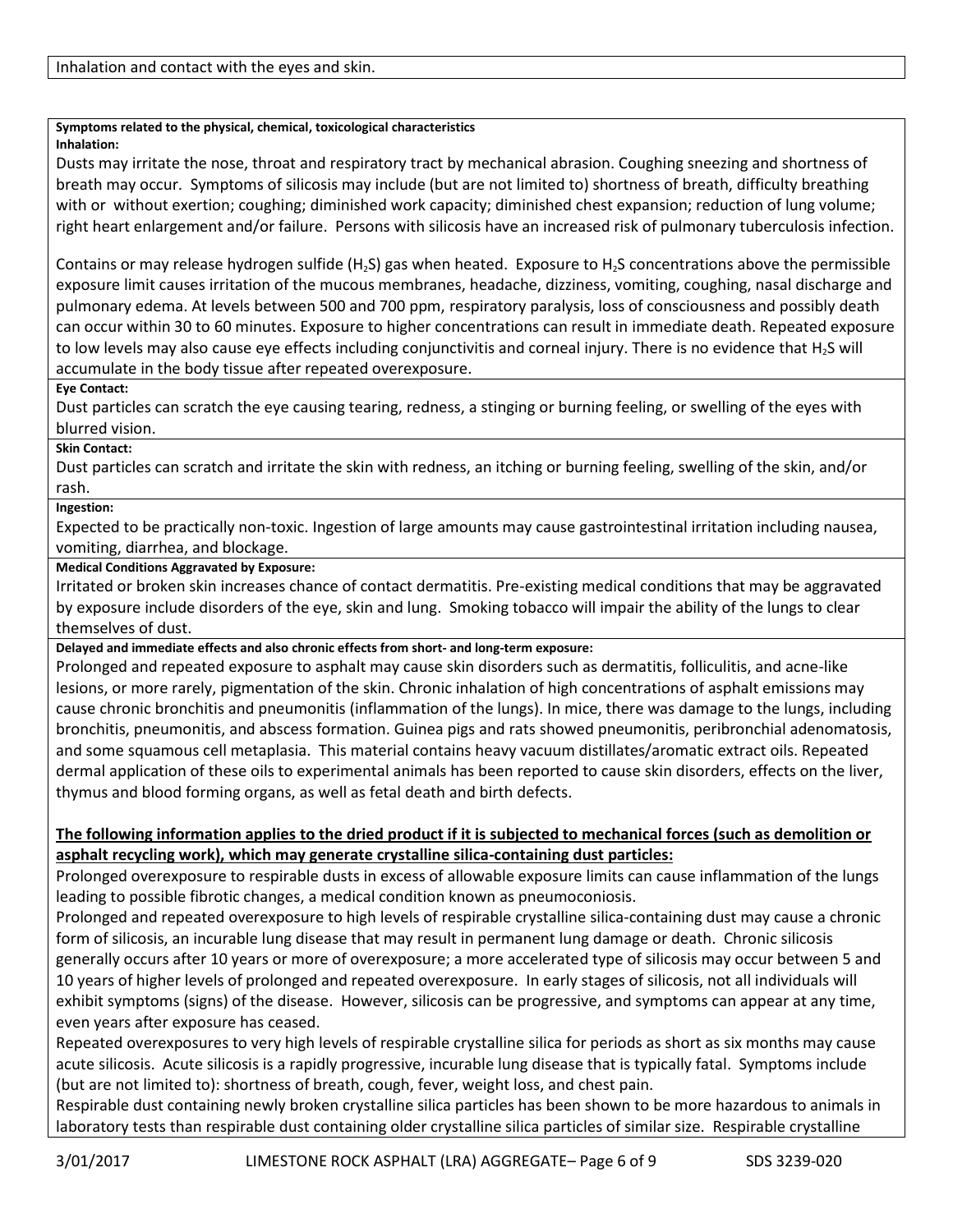Inhalation and contact with the eyes and skin.

**Symptoms related to the physical, chemical, toxicological characteristics**

**Inhalation:**

Dusts may irritate the nose, throat and respiratory tract by mechanical abrasion. Coughing sneezing and shortness of breath may occur. Symptoms of silicosis may include (but are not limited to) shortness of breath, difficulty breathing with or without exertion; coughing; diminished work capacity; diminished chest expansion; reduction of lung volume; right heart enlargement and/or failure. Persons with silicosis have an increased risk of pulmonary tuberculosis infection.

Contains or may release hydrogen sulfide ($H_2S$) gas when heated. Exposure to $H_2S$ concentrations above the permissible exposure limit causes irritation of the mucous membranes, headache, dizziness, vomiting, coughing, nasal discharge and pulmonary edema. At levels between 500 and 700 ppm, respiratory paralysis, loss of consciousness and possibly death can occur within 30 to 60 minutes. Exposure to higher concentrations can result in immediate death. Repeated exposure to low levels may also cause eye effects including conjunctivitis and corneal injury. There is no evidence that $H_2S$ will accumulate in the body tissue after repeated overexposure.

**Eye Contact:**

Dust particles can scratch the eye causing tearing, redness, a stinging or burning feeling, or swelling of the eyes with blurred vision.

**Skin Contact:**

Dust particles can scratch and irritate the skin with redness, an itching or burning feeling, swelling of the skin, and/or rash.

**Ingestion:**

Expected to be practically non-toxic. Ingestion of large amounts may cause gastrointestinal irritation including nausea, vomiting, diarrhea, and blockage.

**Medical Conditions Aggravated by Exposure:**

Irritated or broken skin increases chance of contact dermatitis. Pre-existing medical conditions that may be aggravated by exposure include disorders of the eye, skin and lung. Smoking tobacco will impair the ability of the lungs to clear themselves of dust.

**Delayed and immediate effects and also chronic effects from short- and long-term exposure:**

Prolonged and repeated exposure to asphalt may cause skin disorders such as dermatitis, folliculitis, and acne-like lesions, or more rarely, pigmentation of the skin. Chronic inhalation of high concentrations of asphalt emissions may cause chronic bronchitis and pneumonitis (inflammation of the lungs). In mice, there was damage to the lungs, including bronchitis, pneumonitis, and abscess formation. Guinea pigs and rats showed pneumonitis, peribronchial adenomatosis, and some squamous cell metaplasia. This material contains heavy vacuum distillates/aromatic extract oils. Repeated dermal application of these oils to experimental animals has been reported to cause skin disorders, effects on the liver, thymus and blood forming organs, as well as fetal death and birth defects.

**The following information applies to the dried product if it is subjected to mechanical forces (such as demolition or asphalt recycling work), which may generate crystalline silica-containing dust particles:**

Prolonged overexposure to respirable dusts in excess of allowable exposure limits can cause inflammation of the lungs leading to possible fibrotic changes, a medical condition known as pneumoconiosis.

Prolonged and repeated overexposure to high levels of respirable crystalline silica-containing dust may cause a chronic form of silicosis, an incurable lung disease that may result in permanent lung damage or death. Chronic silicosis generally occurs after 10 years or more of overexposure; a more accelerated type of silicosis may occur between 5 and 10 years of higher levels of prolonged and repeated overexposure. In early stages of silicosis, not all individuals will exhibit symptoms (signs) of the disease. However, silicosis can be progressive, and symptoms can appear at any time, even years after exposure has ceased.

Repeated overexposures to very high levels of respirable crystalline silica for periods as short as six months may cause acute silicosis. Acute silicosis is a rapidly progressive, incurable lung disease that is typically fatal. Symptoms include (but are not limited to): shortness of breath, cough, fever, weight loss, and chest pain.

Respirable dust containing newly broken crystalline silica particles has been shown to be more hazardous to animals in laboratory tests than respirable dust containing older crystalline silica particles of similar size. Respirable crystalline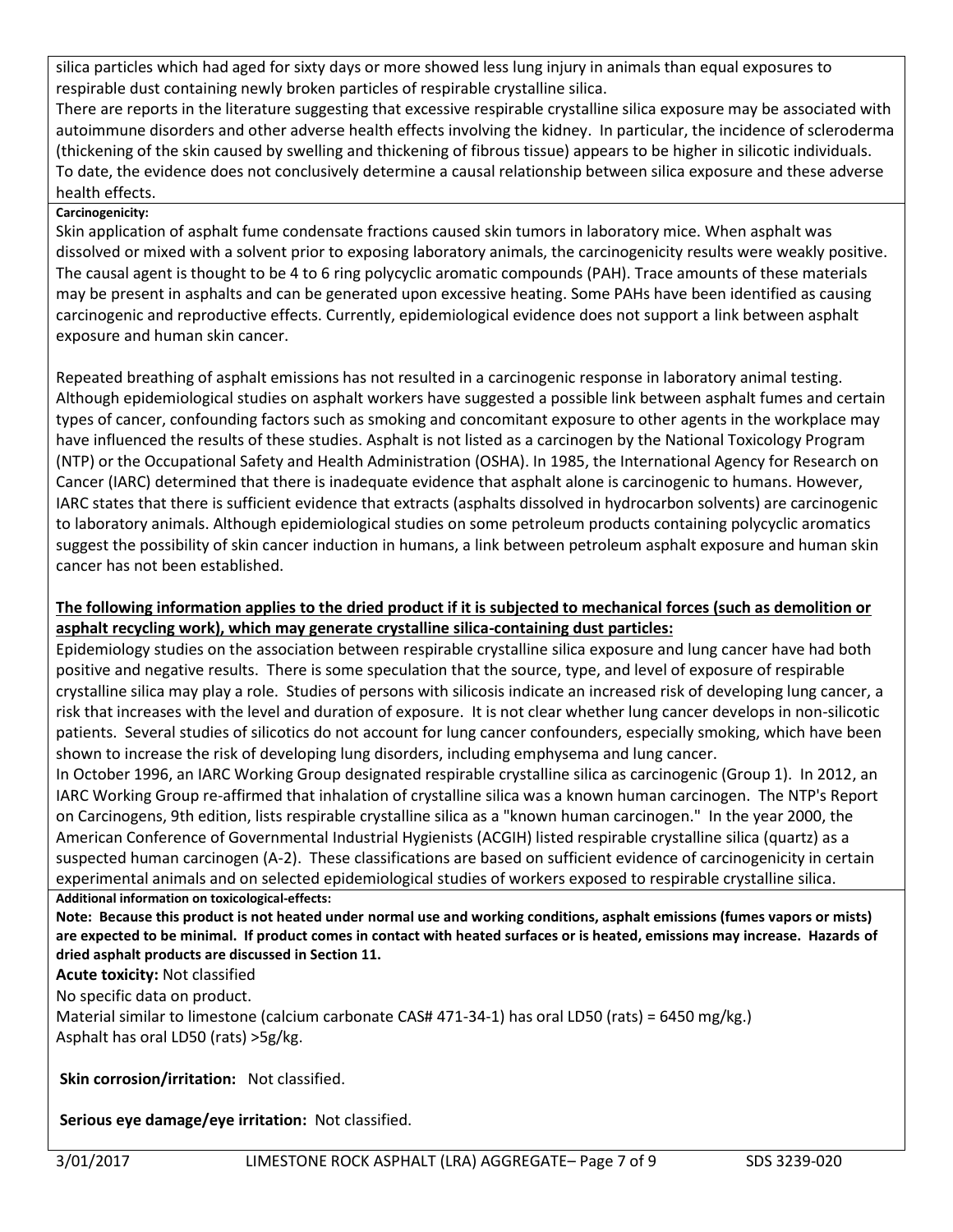silica particles which had aged for sixty days or more showed less lung injury in animals than equal exposures to respirable dust containing newly broken particles of respirable crystalline silica.

There are reports in the literature suggesting that excessive respirable crystalline silica exposure may be associated with autoimmune disorders and other adverse health effects involving the kidney. In particular, the incidence of scleroderma (thickening of the skin caused by swelling and thickening of fibrous tissue) appears to be higher in silicotic individuals. To date, the evidence does not conclusively determine a causal relationship between silica exposure and these adverse health effects.

**Carcinogenicity:**

Skin application of asphalt fume condensate fractions caused skin tumors in laboratory mice. When asphalt was dissolved or mixed with a solvent prior to exposing laboratory animals, the carcinogenicity results were weakly positive. The causal agent is thought to be 4 to 6 ring polycyclic aromatic compounds (PAH). Trace amounts of these materials may be present in asphalts and can be generated upon excessive heating. Some PAHs have been identified as causing carcinogenic and reproductive effects. Currently, epidemiological evidence does not support a link between asphalt exposure and human skin cancer.

Repeated breathing of asphalt emissions has not resulted in a carcinogenic response in laboratory animal testing. Although epidemiological studies on asphalt workers have suggested a possible link between asphalt fumes and certain types of cancer, confounding factors such as smoking and concomitant exposure to other agents in the workplace may have influenced the results of these studies. Asphalt is not listed as a carcinogen by the National Toxicology Program (NTP) or the Occupational Safety and Health Administration (OSHA). In 1985, the International Agency for Research on Cancer (IARC) determined that there is inadequate evidence that asphalt alone is carcinogenic to humans. However, IARC states that there is sufficient evidence that extracts (asphalts dissolved in hydrocarbon solvents) are carcinogenic to laboratory animals. Although epidemiological studies on some petroleum products containing polycyclic aromatics suggest the possibility of skin cancer induction in humans, a link between petroleum asphalt exposure and human skin cancer has not been established.

**The following information applies to the dried product if it is subjected to mechanical forces (such as demolition or asphalt recycling work), which may generate crystalline silica-containing dust particles:**

Epidemiology studies on the association between respirable crystalline silica exposure and lung cancer have had both positive and negative results. There is some speculation that the source, type, and level of exposure of respirable crystalline silica may play a role. Studies of persons with silicosis indicate an increased risk of developing lung cancer, a risk that increases with the level and duration of exposure. It is not clear whether lung cancer develops in non-silicotic patients. Several studies of silicotics do not account for lung cancer confounders, especially smoking, which have been shown to increase the risk of developing lung disorders, including emphysema and lung cancer.

In October 1996, an IARC Working Group designated respirable crystalline silica as carcinogenic (Group 1). In 2012, an IARC Working Group re-affirmed that inhalation of crystalline silica was a known human carcinogen. The NTP's Report on Carcinogens, 9th edition, lists respirable crystalline silica as a "known human carcinogen." In the year 2000, the American Conference of Governmental Industrial Hygienists (ACGIH) listed respirable crystalline silica (quartz) as a suspected human carcinogen (A-2). These classifications are based on sufficient evidence of carcinogenicity in certain experimental animals and on selected epidemiological studies of workers exposed to respirable crystalline silica.

**Additional information on toxicological-effects:**

**Note: Because this product is not heated under normal use and working conditions, asphalt emissions (fumes vapors or mists) are expected to be minimal. If product comes in contact with heated surfaces or is heated, emissions may increase. Hazards of dried asphalt products are discussed in Section 11.**

**Acute toxicity:** Not classified

No specific data on product.

Material similar to limestone (calcium carbonate CAS# 471-34-1) has oral LD50 (rats) = 6450 mg/kg.)

Asphalt has oral LD50 (rats) >5g/kg.

**Skin corrosion/irritation:** Not classified.

**Serious eye damage/eye irritation:** Not classified.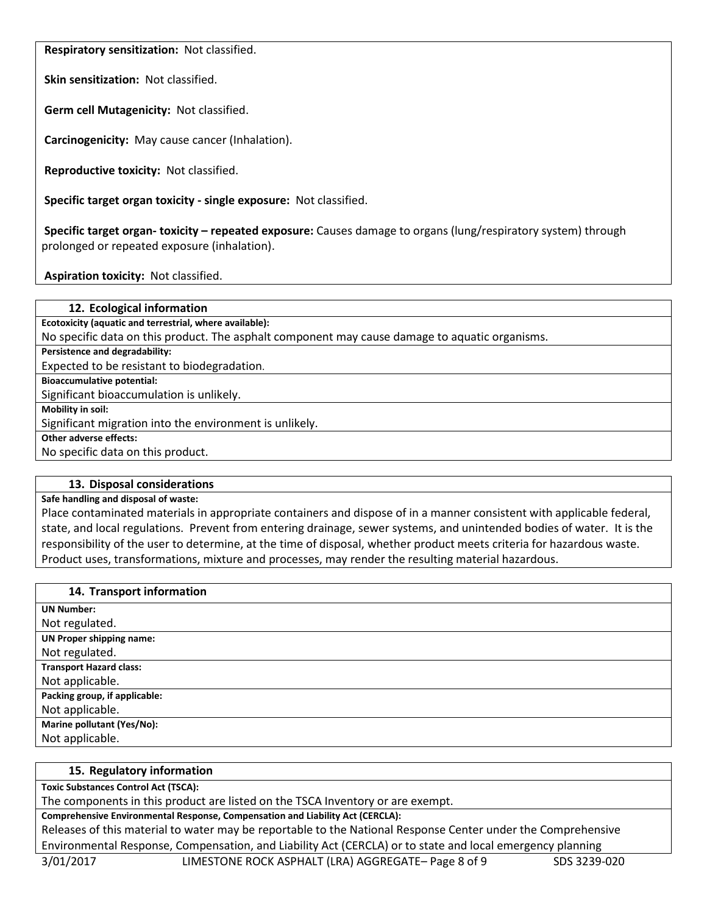**Respiratory sensitization:** Not classified.

**Skin sensitization:** Not classified.

**Germ cell Mutagenicity:** Not classified.

**Carcinogenicity:** May cause cancer (Inhalation).

**Reproductive toxicity:** Not classified.

**Specific target organ toxicity - single exposure:** Not classified.

**Specific target organ- toxicity – repeated exposure:** Causes damage to organs (lung/respiratory system) through prolonged or repeated exposure (inhalation).

**Aspiration toxicity:** Not classified.

## 12. Ecological information

**Ecotoxicity (aquatic and terrestrial, where available):**

No specific data on this product. The asphalt component may cause damage to aquatic organisms.

**Persistence and degradability:**

Expected to be resistant to biodegradation.

**Bioaccumulative potential:**

Significant bioaccumulation is unlikely.

**Mobility in soil:**

Significant migration into the environment is unlikely.

**Other adverse effects:**

No specific data on this product.

## 13. Disposal considerations

**Safe handling and disposal of waste:**

Place contaminated materials in appropriate containers and dispose of in a manner consistent with applicable federal, state, and local regulations. Prevent from entering drainage, sewer systems, and unintended bodies of water. It is the responsibility of the user to determine, at the time of disposal, whether product meets criteria for hazardous waste. Product uses, transformations, mixture and processes, may render the resulting material hazardous.

## 14. Transport information

**UN Number:**

Not regulated.

**UN Proper shipping name:**

Not regulated.

**Transport Hazard class:**

Not applicable.

**Packing group, if applicable:**

Not applicable.

**Marine pollutant (Yes/No):**

Not applicable.

## 15. Regulatory information

**Toxic Substances Control Act (TSCA):**

The components in this product are listed on the TSCA Inventory or are exempt.

**Comprehensive Environmental Response, Compensation and Liability Act (CERCLA):**

Releases of this material to water may be reportable to the National Response Center under the Comprehensive Environmental Response, Compensation, and Liability Act (CERCLA) or to state and local emergency planning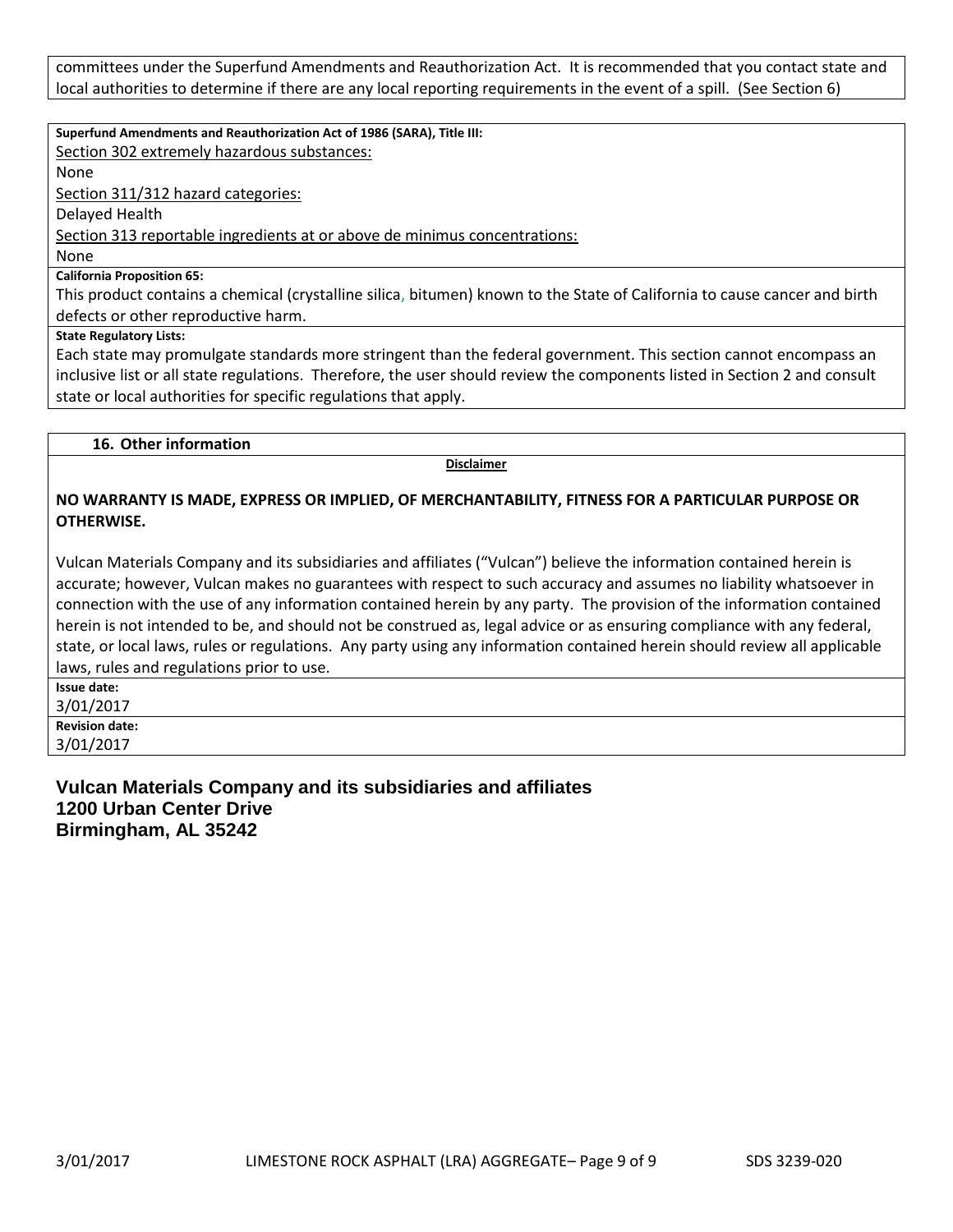committees under the Superfund Amendments and Reauthorization Act. It is recommended that you contact state and local authorities to determine if there are any local reporting requirements in the event of a spill. (See Section 6)

**Superfund Amendments and Reauthorization Act of 1986 (SARA), Title III:**

Section 302 extremely hazardous substances:

None

Section 311/312 hazard categories:

Delayed Health

Section 313 reportable ingredients at or above de minimus concentrations:

None

**California Proposition 65:**

This product contains a chemical (crystalline silica, bitumen) known to the State of California to cause cancer and birth defects or other reproductive harm.

**State Regulatory Lists:**

Each state may promulgate standards more stringent than the federal government. This section cannot encompass an inclusive list or all state regulations. Therefore, the user should review the components listed in Section 2 and consult state or local authorities for specific regulations that apply.

## 16. Other information

**Disclaimer**

**NO WARRANTY IS MADE, EXPRESS OR IMPLIED, OF MERCHANTABILITY, FITNESS FOR A PARTICULAR PURPOSE OR OTHERWISE.**

Vulcan Materials Company and its subsidiaries and affiliates ("Vulcan") believe the information contained herein is accurate; however, Vulcan makes no guarantees with respect to such accuracy and assumes no liability whatsoever in connection with the use of any information contained herein by any party. The provision of the information contained herein is not intended to be, and should not be construed as, legal advice or as ensuring compliance with any federal, state, or local laws, rules or regulations. Any party using any information contained herein should review all applicable laws, rules and regulations prior to use.

**Issue date:**

3/01/2017

**Revision date:**

3/01/2017

**Vulcan Materials Company and its subsidiaries and affiliates**
**1200 Urban Center Drive**
**Birmingham, AL 35242**